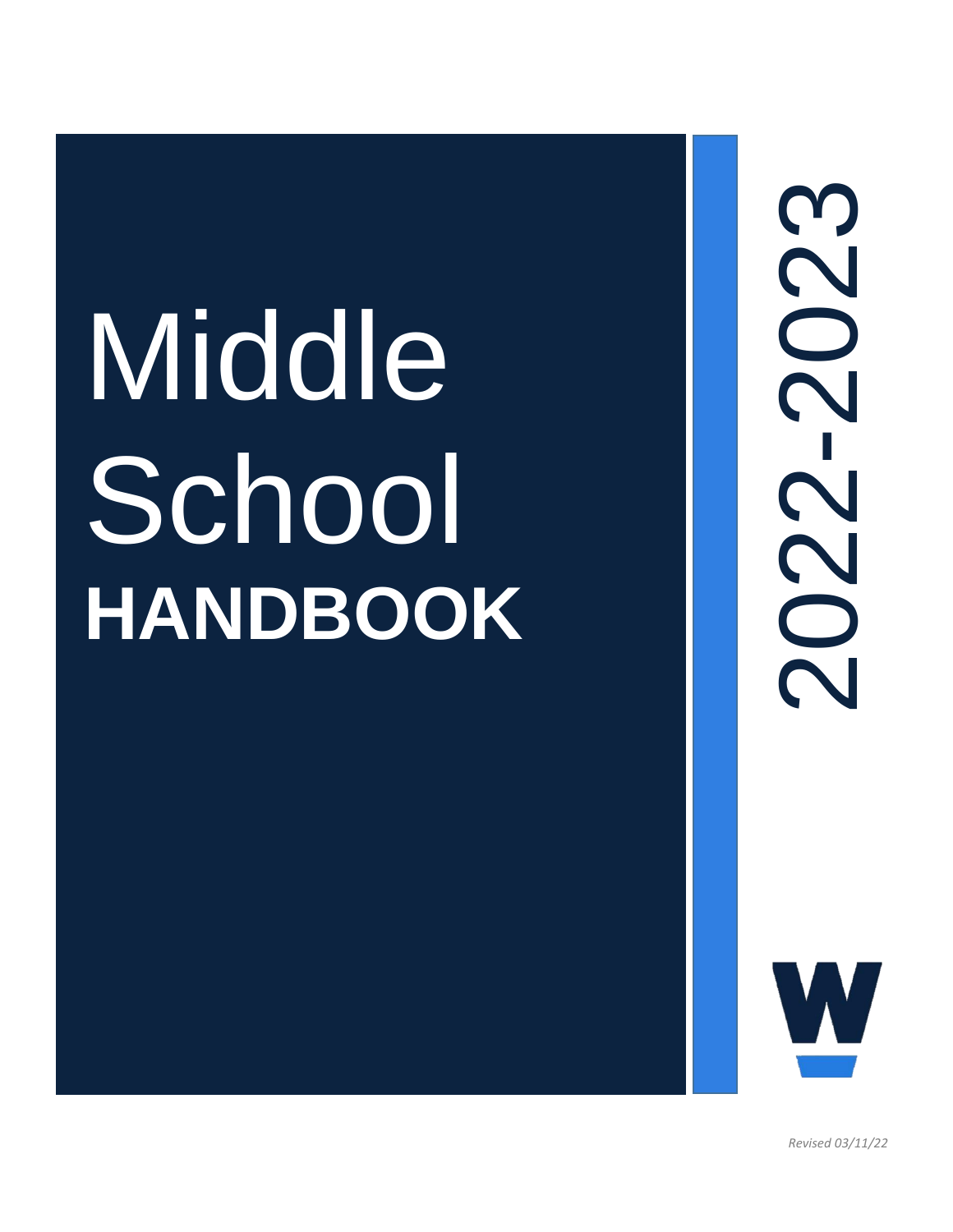# Middle School HANDBOOK

2022-2023

W

*Revised 03/11/22*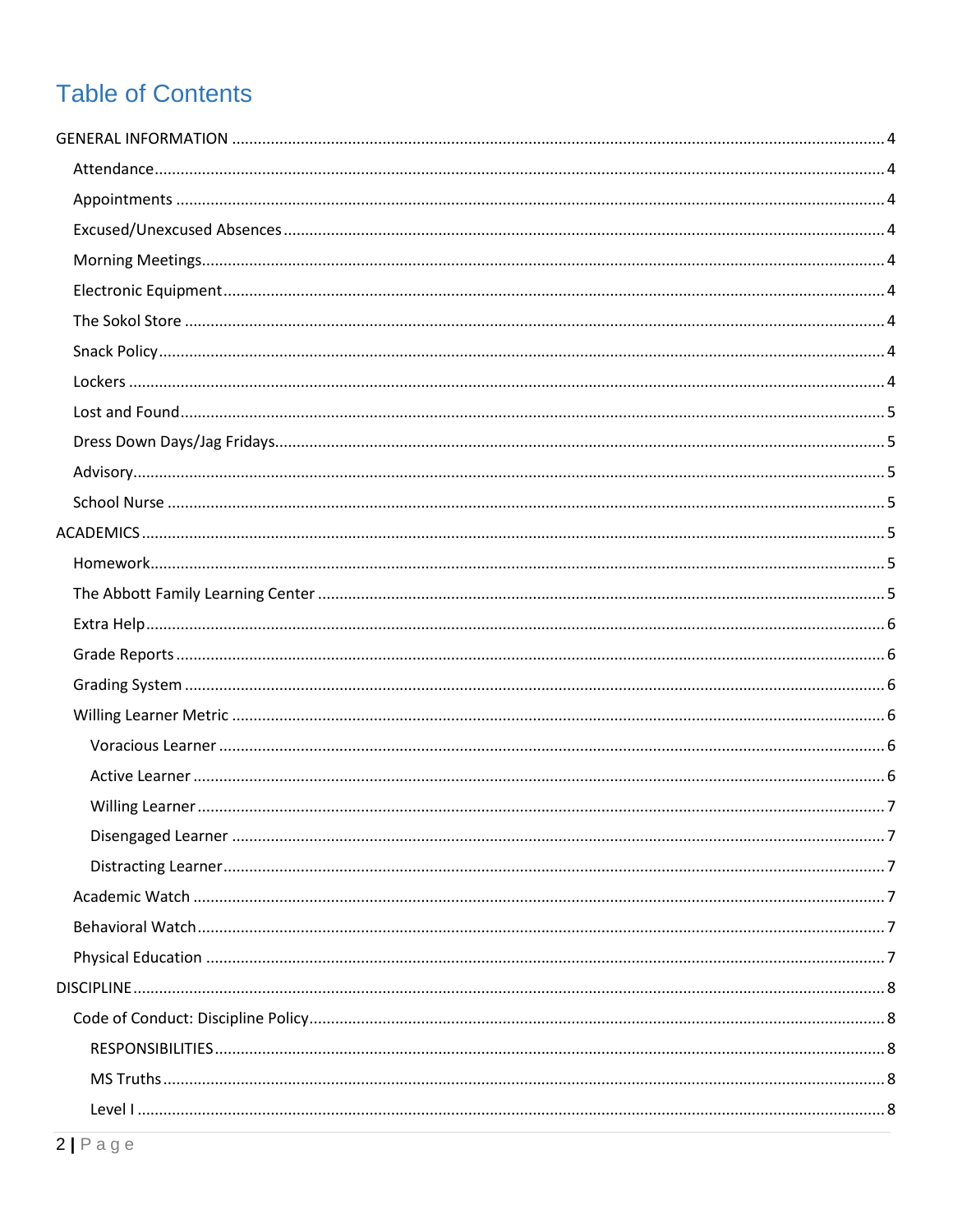# Table of Contents

- GENERAL INFORMATION ..... 4
  - Attendance ..... 4
  - Appointments ..... 4
  - Excused/Unexcused Absences ..... 4
  - Morning Meetings ..... 4
  - Electronic Equipment ..... 4
  - The Sokol Store ..... 4
  - Snack Policy ..... 4
  - Lockers ..... 4
  - Lost and Found ..... 5
  - Dress Down Days/Jag Fridays ..... 5
  - Advisory ..... 5
  - School Nurse ..... 5
- ACADEMICS ..... 5
  - Homework ..... 5
  - The Abbott Family Learning Center ..... 5
  - Extra Help ..... 6
  - Grade Reports ..... 6
  - Grading System ..... 6
  - Willing Learner Metric ..... 6
    - Voracious Learner ..... 6
    - Active Learner ..... 6
    - Willing Learner ..... 7
    - Disengaged Learner ..... 7
    - Distracting Learner ..... 7
  - Academic Watch ..... 7
  - Behavioral Watch ..... 7
  - Physical Education ..... 7
- DISCIPLINE ..... 8
  - Code of Conduct: Discipline Policy ..... 8
    - RESPONSIBILITIES ..... 8
    - MS Truths ..... 8
    - Level I ..... 8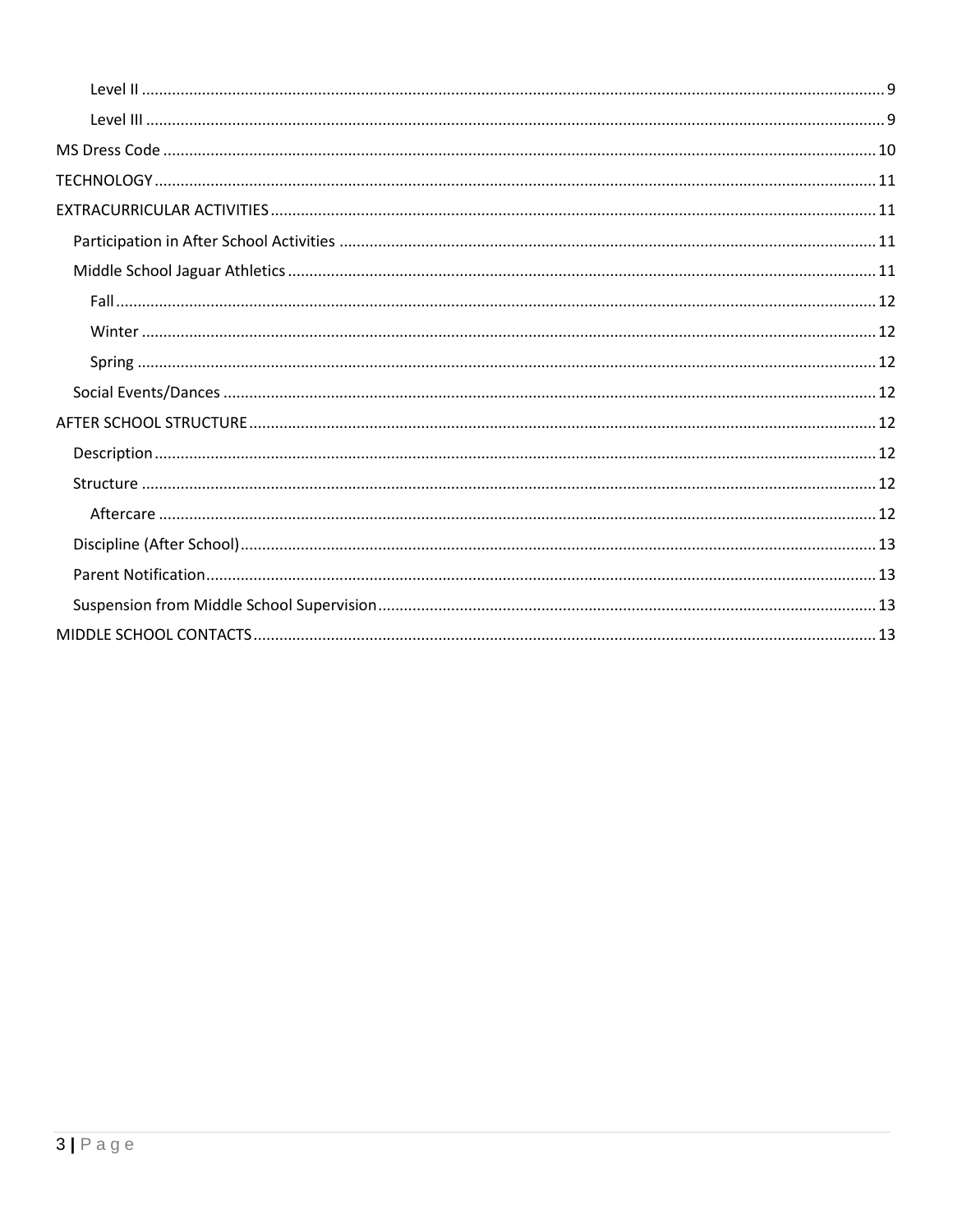- Level II ... 9
- Level III ... 9

MS Dress Code ... 10

TECHNOLOGY ... 11

EXTRACURRICULAR ACTIVITIES ... 11

- Participation in After School Activities ... 11
- Middle School Jaguar Athletics ... 11
  - Fall ... 12
  - Winter ... 12
  - Spring ... 12
- Social Events/Dances ... 12

AFTER SCHOOL STRUCTURE ... 12

- Description ... 12
- Structure ... 12
  - Aftercare ... 12
- Discipline (After School) ... 13
- Parent Notification ... 13
- Suspension from Middle School Supervision ... 13

MIDDLE SCHOOL CONTACTS ... 13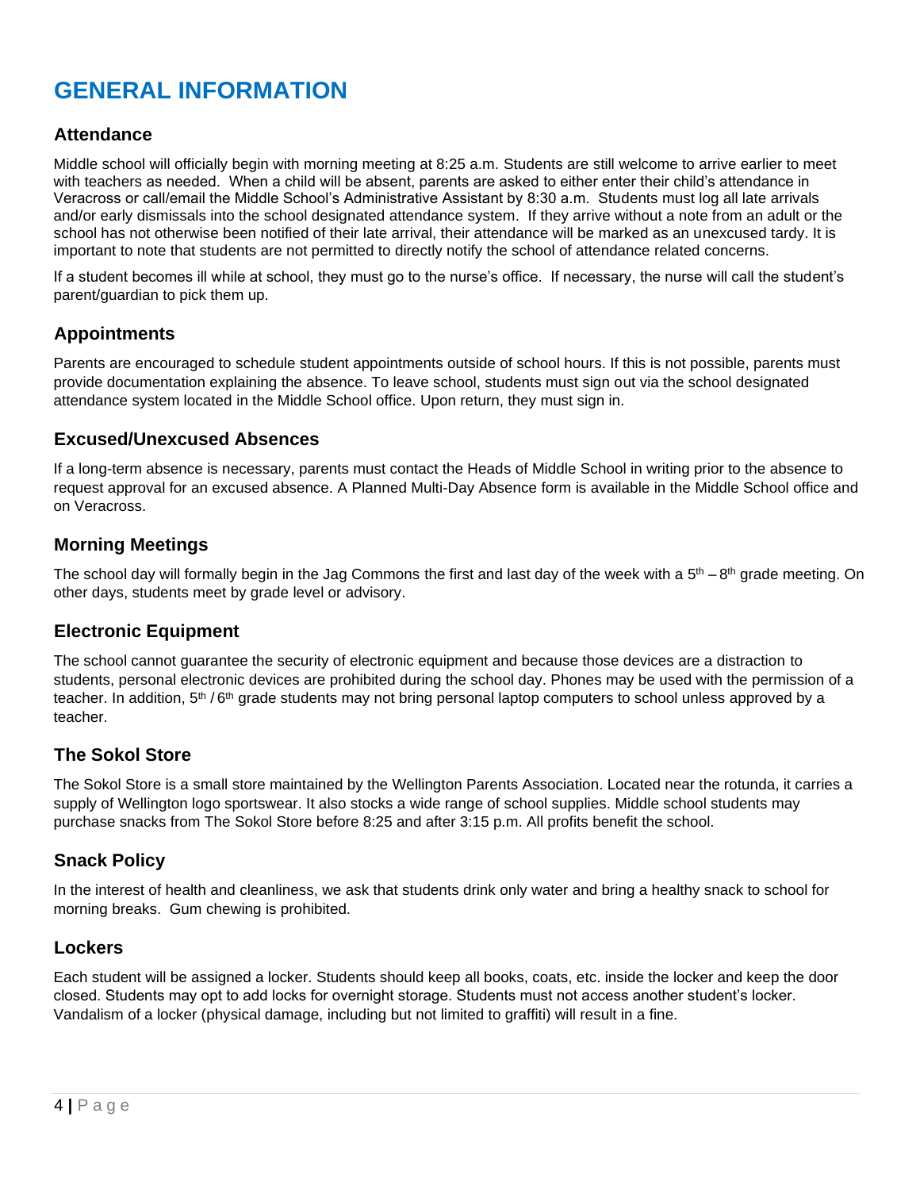# GENERAL INFORMATION

## Attendance

Middle school will officially begin with morning meeting at 8:25 a.m. Students are still welcome to arrive earlier to meet with teachers as needed. When a child will be absent, parents are asked to either enter their child's attendance in Veracross or call/email the Middle School's Administrative Assistant by 8:30 a.m. Students must log all late arrivals and/or early dismissals into the school designated attendance system. If they arrive without a note from an adult or the school has not otherwise been notified of their late arrival, their attendance will be marked as an unexcused tardy. It is important to note that students are not permitted to directly notify the school of attendance related concerns.

If a student becomes ill while at school, they must go to the nurse's office. If necessary, the nurse will call the student's parent/guardian to pick them up.

## Appointments

Parents are encouraged to schedule student appointments outside of school hours. If this is not possible, parents must provide documentation explaining the absence. To leave school, students must sign out via the school designated attendance system located in the Middle School office. Upon return, they must sign in.

## Excused/Unexcused Absences

If a long-term absence is necessary, parents must contact the Heads of Middle School in writing prior to the absence to request approval for an excused absence. A Planned Multi-Day Absence form is available in the Middle School office and on Veracross.

## Morning Meetings

The school day will formally begin in the Jag Commons the first and last day of the week with a 5th – 8th grade meeting. On other days, students meet by grade level or advisory.

## Electronic Equipment

The school cannot guarantee the security of electronic equipment and because those devices are a distraction to students, personal electronic devices are prohibited during the school day. Phones may be used with the permission of a teacher. In addition, 5th / 6th grade students may not bring personal laptop computers to school unless approved by a teacher.

## The Sokol Store

The Sokol Store is a small store maintained by the Wellington Parents Association. Located near the rotunda, it carries a supply of Wellington logo sportswear. It also stocks a wide range of school supplies. Middle school students may purchase snacks from The Sokol Store before 8:25 and after 3:15 p.m. All profits benefit the school.

## Snack Policy

In the interest of health and cleanliness, we ask that students drink only water and bring a healthy snack to school for morning breaks. Gum chewing is prohibited.

## Lockers

Each student will be assigned a locker. Students should keep all books, coats, etc. inside the locker and keep the door closed. Students may opt to add locks for overnight storage. Students must not access another student's locker. Vandalism of a locker (physical damage, including but not limited to graffiti) will result in a fine.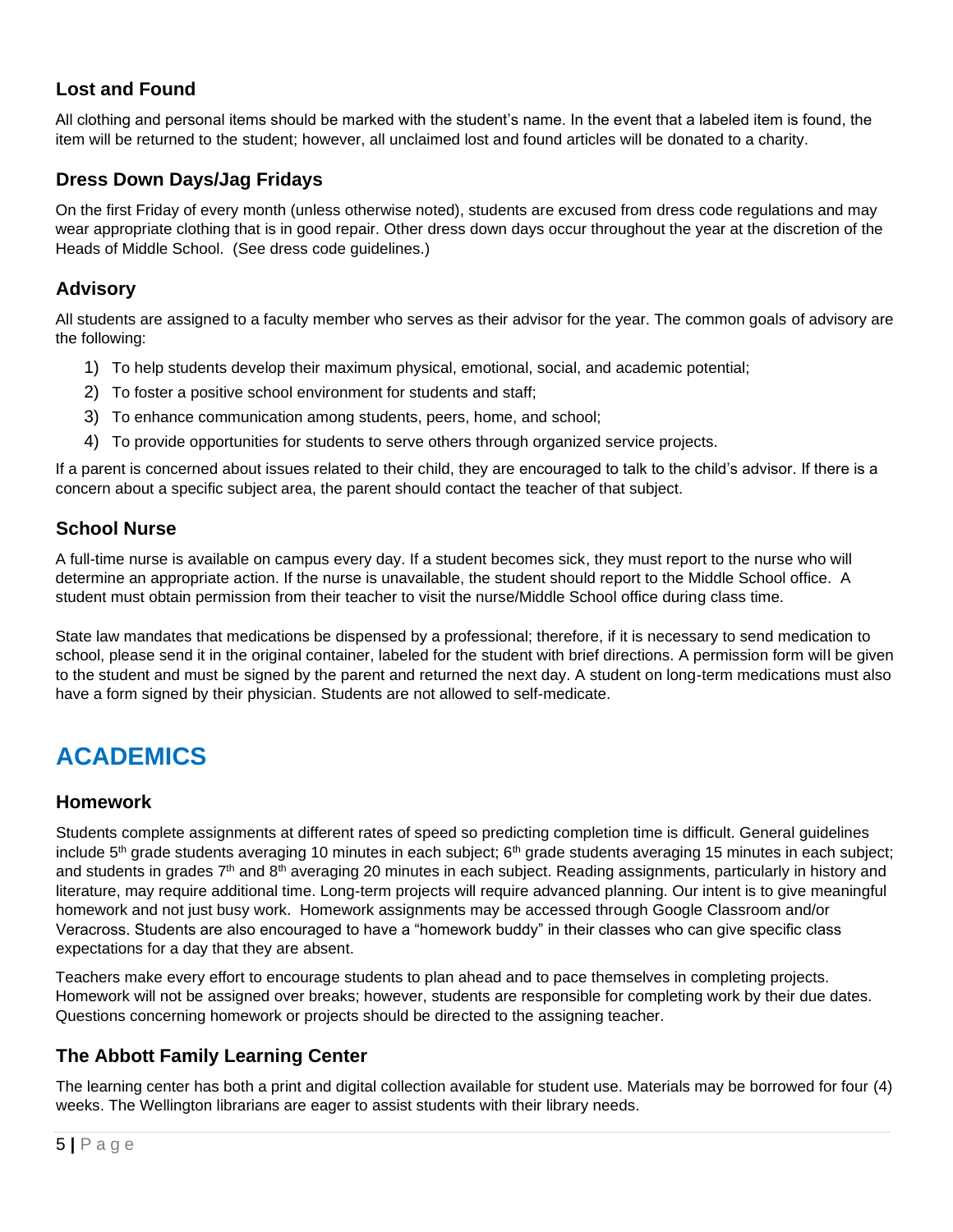### Lost and Found

All clothing and personal items should be marked with the student's name. In the event that a labeled item is found, the item will be returned to the student; however, all unclaimed lost and found articles will be donated to a charity.

### Dress Down Days/Jag Fridays

On the first Friday of every month (unless otherwise noted), students are excused from dress code regulations and may wear appropriate clothing that is in good repair. Other dress down days occur throughout the year at the discretion of the Heads of Middle School. (See dress code guidelines.)

### Advisory

All students are assigned to a faculty member who serves as their advisor for the year. The common goals of advisory are the following:

1) To help students develop their maximum physical, emotional, social, and academic potential;
2) To foster a positive school environment for students and staff;
3) To enhance communication among students, peers, home, and school;
4) To provide opportunities for students to serve others through organized service projects.

If a parent is concerned about issues related to their child, they are encouraged to talk to the child's advisor. If there is a concern about a specific subject area, the parent should contact the teacher of that subject.

### School Nurse

A full-time nurse is available on campus every day. If a student becomes sick, they must report to the nurse who will determine an appropriate action. If the nurse is unavailable, the student should report to the Middle School office. A student must obtain permission from their teacher to visit the nurse/Middle School office during class time.

State law mandates that medications be dispensed by a professional; therefore, if it is necessary to send medication to school, please send it in the original container, labeled for the student with brief directions. A permission form will be given to the student and must be signed by the parent and returned the next day. A student on long-term medications must also have a form signed by their physician. Students are not allowed to self-medicate.

## ACADEMICS

### Homework

Students complete assignments at different rates of speed so predicting completion time is difficult. General guidelines include 5th grade students averaging 10 minutes in each subject; 6th grade students averaging 15 minutes in each subject; and students in grades 7th and 8th averaging 20 minutes in each subject. Reading assignments, particularly in history and literature, may require additional time. Long-term projects will require advanced planning. Our intent is to give meaningful homework and not just busy work. Homework assignments may be accessed through Google Classroom and/or Veracross. Students are also encouraged to have a "homework buddy" in their classes who can give specific class expectations for a day that they are absent.

Teachers make every effort to encourage students to plan ahead and to pace themselves in completing projects. Homework will not be assigned over breaks; however, students are responsible for completing work by their due dates. Questions concerning homework or projects should be directed to the assigning teacher.

### The Abbott Family Learning Center

The learning center has both a print and digital collection available for student use. Materials may be borrowed for four (4) weeks. The Wellington librarians are eager to assist students with their library needs.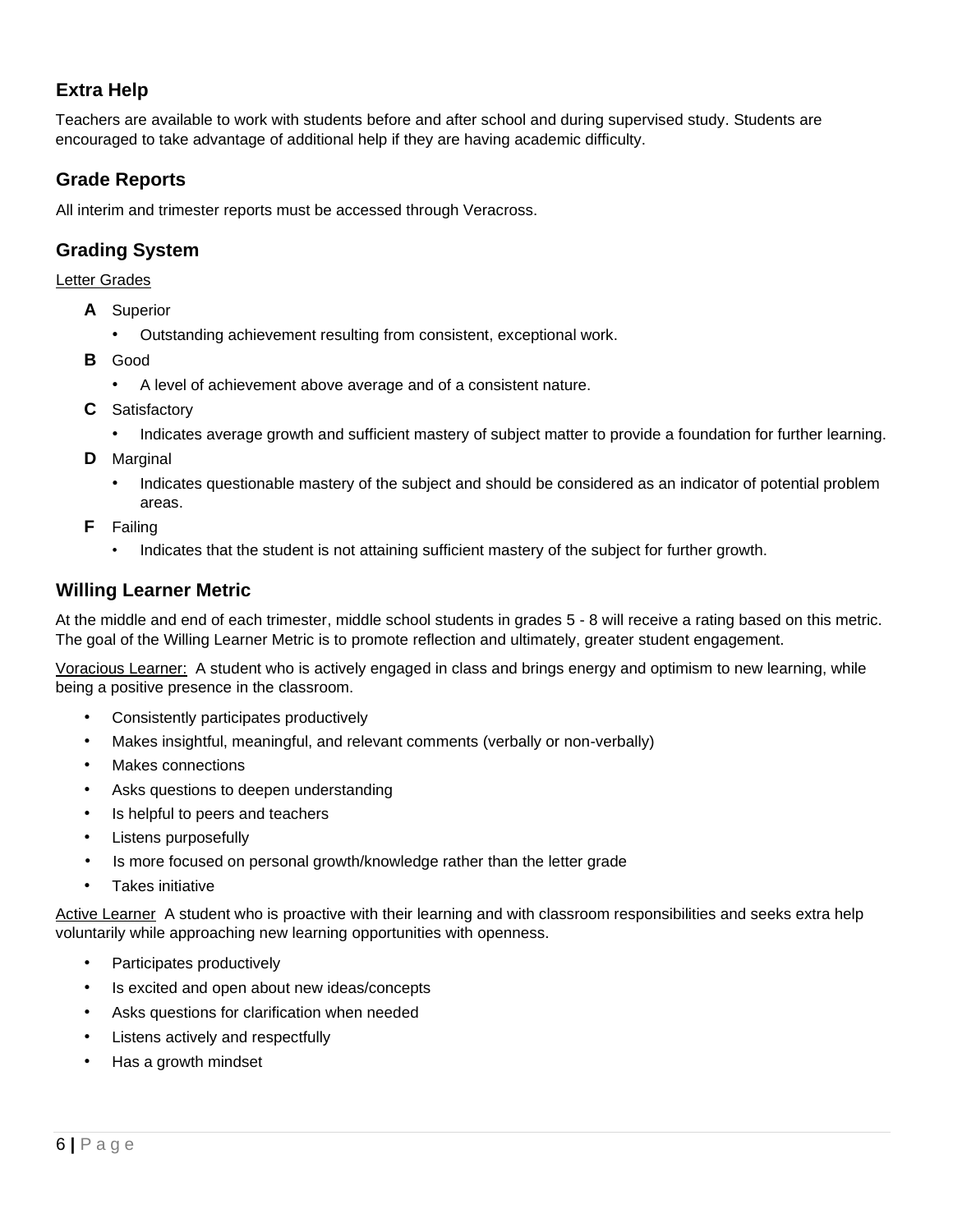## Extra Help

Teachers are available to work with students before and after school and during supervised study. Students are encouraged to take advantage of additional help if they are having academic difficulty.

## Grade Reports

All interim and trimester reports must be accessed through Veracross.

## Grading System

Letter Grades

- **A** Superior
  - Outstanding achievement resulting from consistent, exceptional work.
- **B** Good
  - A level of achievement above average and of a consistent nature.
- **C** Satisfactory
  - Indicates average growth and sufficient mastery of subject matter to provide a foundation for further learning.
- **D** Marginal
  - Indicates questionable mastery of the subject and should be considered as an indicator of potential problem areas.
- **F** Failing
  - Indicates that the student is not attaining sufficient mastery of the subject for further growth.

## Willing Learner Metric

At the middle and end of each trimester, middle school students in grades 5 - 8 will receive a rating based on this metric. The goal of the Willing Learner Metric is to promote reflection and ultimately, greater student engagement.

Voracious Learner: A student who is actively engaged in class and brings energy and optimism to new learning, while being a positive presence in the classroom.

- Consistently participates productively
- Makes insightful, meaningful, and relevant comments (verbally or non-verbally)
- Makes connections
- Asks questions to deepen understanding
- Is helpful to peers and teachers
- Listens purposefully
- Is more focused on personal growth/knowledge rather than the letter grade
- Takes initiative

Active Learner A student who is proactive with their learning and with classroom responsibilities and seeks extra help voluntarily while approaching new learning opportunities with openness.

- Participates productively
- Is excited and open about new ideas/concepts
- Asks questions for clarification when needed
- Listens actively and respectfully
- Has a growth mindset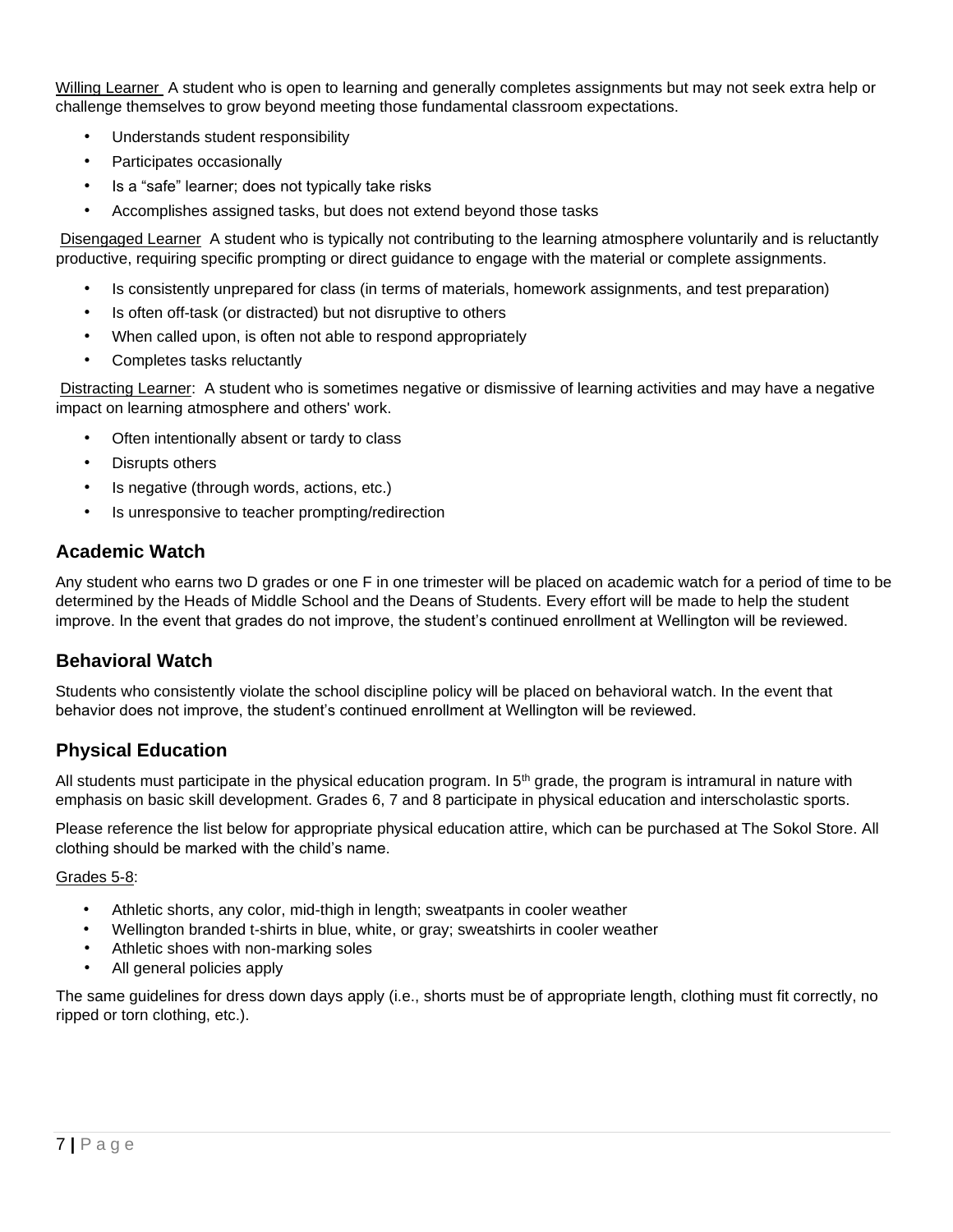Willing Learner  A student who is open to learning and generally completes assignments but may not seek extra help or challenge themselves to grow beyond meeting those fundamental classroom expectations.

- Understands student responsibility
- Participates occasionally
- Is a “safe” learner; does not typically take risks
- Accomplishes assigned tasks, but does not extend beyond those tasks

Disengaged Learner  A student who is typically not contributing to the learning atmosphere voluntarily and is reluctantly productive, requiring specific prompting or direct guidance to engage with the material or complete assignments.

- Is consistently unprepared for class (in terms of materials, homework assignments, and test preparation)
- Is often off-task (or distracted) but not disruptive to others
- When called upon, is often not able to respond appropriately
- Completes tasks reluctantly

Distracting Learner:  A student who is sometimes negative or dismissive of learning activities and may have a negative impact on learning atmosphere and others' work.

- Often intentionally absent or tardy to class
- Disrupts others
- Is negative (through words, actions, etc.)
- Is unresponsive to teacher prompting/redirection

## Academic Watch

Any student who earns two D grades or one F in one trimester will be placed on academic watch for a period of time to be determined by the Heads of Middle School and the Deans of Students. Every effort will be made to help the student improve. In the event that grades do not improve, the student’s continued enrollment at Wellington will be reviewed.

## Behavioral Watch

Students who consistently violate the school discipline policy will be placed on behavioral watch. In the event that behavior does not improve, the student’s continued enrollment at Wellington will be reviewed.

## Physical Education

All students must participate in the physical education program. In 5th grade, the program is intramural in nature with emphasis on basic skill development. Grades 6, 7 and 8 participate in physical education and interscholastic sports.

Please reference the list below for appropriate physical education attire, which can be purchased at The Sokol Store. All clothing should be marked with the child’s name.

Grades 5-8:

- Athletic shorts, any color, mid-thigh in length; sweatpants in cooler weather
- Wellington branded t-shirts in blue, white, or gray; sweatshirts in cooler weather
- Athletic shoes with non-marking soles
- All general policies apply

The same guidelines for dress down days apply (i.e., shorts must be of appropriate length, clothing must fit correctly, no ripped or torn clothing, etc.).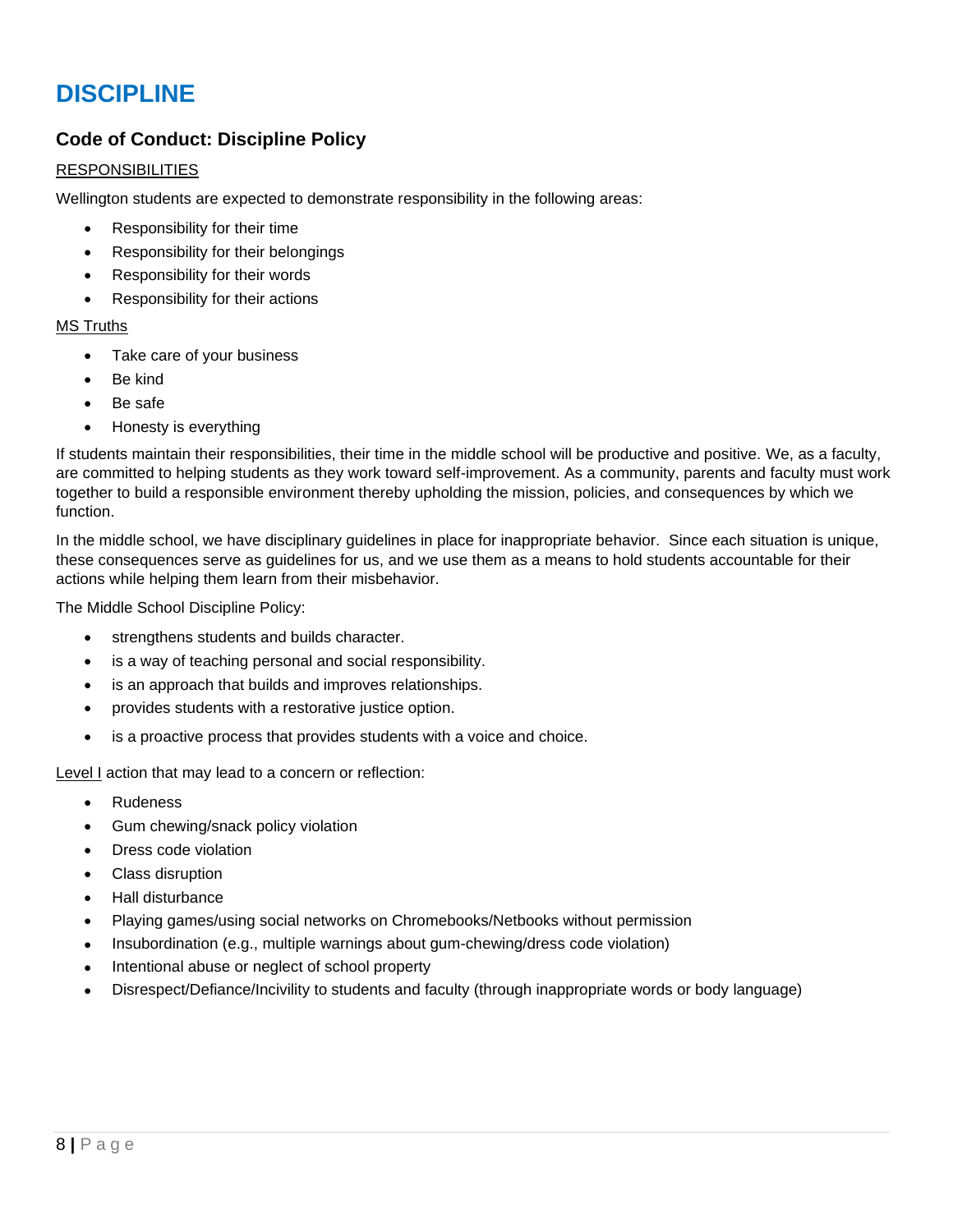# DISCIPLINE

## Code of Conduct: Discipline Policy

RESPONSIBILITIES

Wellington students are expected to demonstrate responsibility in the following areas:

- Responsibility for their time
- Responsibility for their belongings
- Responsibility for their words
- Responsibility for their actions

MS Truths

- Take care of your business
- Be kind
- Be safe
- Honesty is everything

If students maintain their responsibilities, their time in the middle school will be productive and positive. We, as a faculty, are committed to helping students as they work toward self-improvement. As a community, parents and faculty must work together to build a responsible environment thereby upholding the mission, policies, and consequences by which we function.

In the middle school, we have disciplinary guidelines in place for inappropriate behavior. Since each situation is unique, these consequences serve as guidelines for us, and we use them as a means to hold students accountable for their actions while helping them learn from their misbehavior.

The Middle School Discipline Policy:

- strengthens students and builds character.
- is a way of teaching personal and social responsibility.
- is an approach that builds and improves relationships.
- provides students with a restorative justice option.
- is a proactive process that provides students with a voice and choice.

Level I action that may lead to a concern or reflection:

- Rudeness
- Gum chewing/snack policy violation
- Dress code violation
- Class disruption
- Hall disturbance
- Playing games/using social networks on Chromebooks/Netbooks without permission
- Insubordination (e.g., multiple warnings about gum-chewing/dress code violation)
- Intentional abuse or neglect of school property
- Disrespect/Defiance/Incivility to students and faculty (through inappropriate words or body language)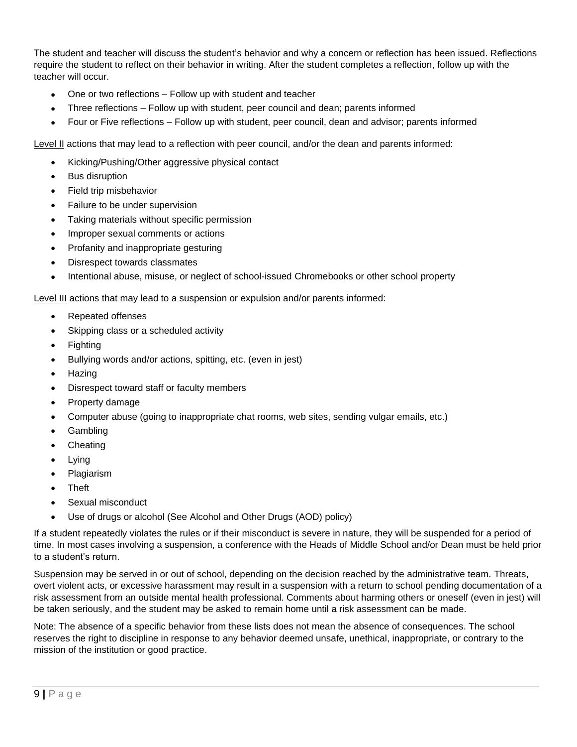The student and teacher will discuss the student's behavior and why a concern or reflection has been issued. Reflections require the student to reflect on their behavior in writing. After the student completes a reflection, follow up with the teacher will occur.

- One or two reflections – Follow up with student and teacher
- Three reflections – Follow up with student, peer council and dean; parents informed
- Four or Five reflections – Follow up with student, peer council, dean and advisor; parents informed

<u>Level II</u> actions that may lead to a reflection with peer council, and/or the dean and parents informed:

- Kicking/Pushing/Other aggressive physical contact
- Bus disruption
- Field trip misbehavior
- Failure to be under supervision
- Taking materials without specific permission
- Improper sexual comments or actions
- Profanity and inappropriate gesturing
- Disrespect towards classmates
- Intentional abuse, misuse, or neglect of school-issued Chromebooks or other school property

<u>Level III</u> actions that may lead to a suspension or expulsion and/or parents informed:

- Repeated offenses
- Skipping class or a scheduled activity
- Fighting
- Bullying words and/or actions, spitting, etc. (even in jest)
- Hazing
- Disrespect toward staff or faculty members
- Property damage
- Computer abuse (going to inappropriate chat rooms, web sites, sending vulgar emails, etc.)
- Gambling
- Cheating
- Lying
- Plagiarism
- Theft
- Sexual misconduct
- Use of drugs or alcohol (See Alcohol and Other Drugs (AOD) policy)

If a student repeatedly violates the rules or if their misconduct is severe in nature, they will be suspended for a period of time. In most cases involving a suspension, a conference with the Heads of Middle School and/or Dean must be held prior to a student's return.

Suspension may be served in or out of school, depending on the decision reached by the administrative team. Threats, overt violent acts, or excessive harassment may result in a suspension with a return to school pending documentation of a risk assessment from an outside mental health professional. Comments about harming others or oneself (even in jest) will be taken seriously, and the student may be asked to remain home until a risk assessment can be made.

Note: The absence of a specific behavior from these lists does not mean the absence of consequences. The school reserves the right to discipline in response to any behavior deemed unsafe, unethical, inappropriate, or contrary to the mission of the institution or good practice.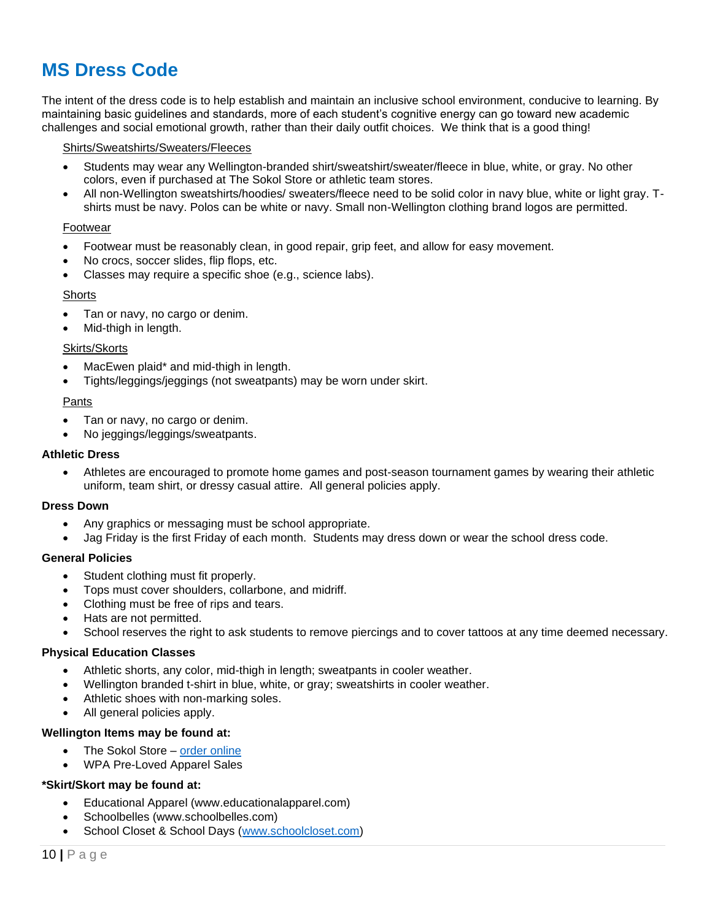# MS Dress Code

The intent of the dress code is to help establish and maintain an inclusive school environment, conducive to learning. By maintaining basic guidelines and standards, more of each student's cognitive energy can go toward new academic challenges and social emotional growth, rather than their daily outfit choices. We think that is a good thing!

Shirts/Sweatshirts/Sweaters/Fleeces

- Students may wear any Wellington-branded shirt/sweatshirt/sweater/fleece in blue, white, or gray. No other colors, even if purchased at The Sokol Store or athletic team stores.
- All non-Wellington sweatshirts/hoodies/ sweaters/fleece need to be solid color in navy blue, white or light gray. T-shirts must be navy. Polos can be white or navy. Small non-Wellington clothing brand logos are permitted.

Footwear

- Footwear must be reasonably clean, in good repair, grip feet, and allow for easy movement.
- No crocs, soccer slides, flip flops, etc.
- Classes may require a specific shoe (e.g., science labs).

Shorts

- Tan or navy, no cargo or denim.
- Mid-thigh in length.

Skirts/Skorts

- MacEwen plaid* and mid-thigh in length.
- Tights/leggings/jeggings (not sweatpants) may be worn under skirt.

Pants

- Tan or navy, no cargo or denim.
- No jeggings/leggings/sweatpants.

**Athletic Dress**

- Athletes are encouraged to promote home games and post-season tournament games by wearing their athletic uniform, team shirt, or dressy casual attire. All general policies apply.

**Dress Down**

- Any graphics or messaging must be school appropriate.
- Jag Friday is the first Friday of each month. Students may dress down or wear the school dress code.

**General Policies**

- Student clothing must fit properly.
- Tops must cover shoulders, collarbone, and midriff.
- Clothing must be free of rips and tears.
- Hats are not permitted.
- School reserves the right to ask students to remove piercings and to cover tattoos at any time deemed necessary.

**Physical Education Classes**

- Athletic shorts, any color, mid-thigh in length; sweatpants in cooler weather.
- Wellington branded t-shirt in blue, white, or gray; sweatshirts in cooler weather.
- Athletic shoes with non-marking soles.
- All general policies apply.

**Wellington Items may be found at:**

- The Sokol Store – order online
- WPA Pre-Loved Apparel Sales

***Skirt/Skort may be found at:**

- Educational Apparel (www.educationalapparel.com)
- Schoolbelles (www.schoolbelles.com)
- School Closet & School Days (www.schoolcloset.com)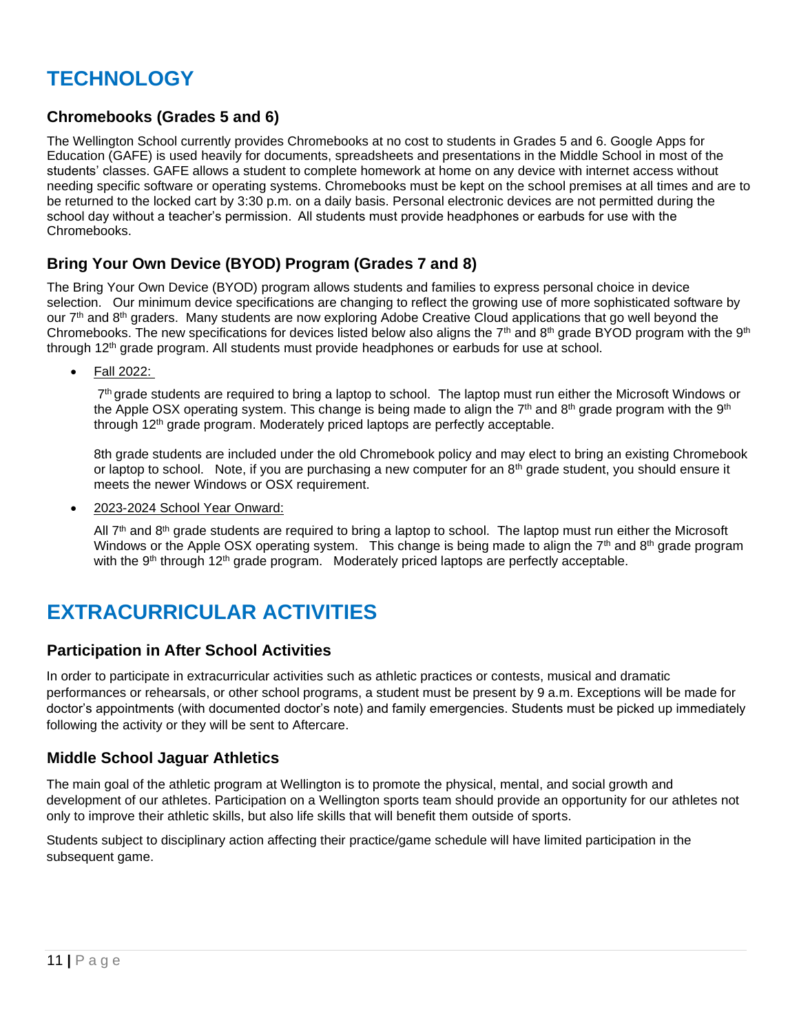# TECHNOLOGY

## Chromebooks (Grades 5 and 6)

The Wellington School currently provides Chromebooks at no cost to students in Grades 5 and 6. Google Apps for Education (GAFE) is used heavily for documents, spreadsheets and presentations in the Middle School in most of the students' classes. GAFE allows a student to complete homework at home on any device with internet access without needing specific software or operating systems. Chromebooks must be kept on the school premises at all times and are to be returned to the locked cart by 3:30 p.m. on a daily basis. Personal electronic devices are not permitted during the school day without a teacher's permission. All students must provide headphones or earbuds for use with the Chromebooks.

## Bring Your Own Device (BYOD) Program (Grades 7 and 8)

The Bring Your Own Device (BYOD) program allows students and families to express personal choice in device selection. Our minimum device specifications are changing to reflect the growing use of more sophisticated software by our 7th and 8th graders. Many students are now exploring Adobe Creative Cloud applications that go well beyond the Chromebooks. The new specifications for devices listed below also aligns the 7th and 8th grade BYOD program with the 9th through 12th grade program. All students must provide headphones or earbuds for use at school.

- Fall 2022:

  7th grade students are required to bring a laptop to school. The laptop must run either the Microsoft Windows or the Apple OSX operating system. This change is being made to align the 7th and 8th grade program with the 9th through 12th grade program. Moderately priced laptops are perfectly acceptable.

  8th grade students are included under the old Chromebook policy and may elect to bring an existing Chromebook or laptop to school. Note, if you are purchasing a new computer for an 8th grade student, you should ensure it meets the newer Windows or OSX requirement.

- 2023-2024 School Year Onward:

  All 7th and 8th grade students are required to bring a laptop to school. The laptop must run either the Microsoft Windows or the Apple OSX operating system. This change is being made to align the 7th and 8th grade program with the 9th through 12th grade program. Moderately priced laptops are perfectly acceptable.

# EXTRACURRICULAR ACTIVITIES

## Participation in After School Activities

In order to participate in extracurricular activities such as athletic practices or contests, musical and dramatic performances or rehearsals, or other school programs, a student must be present by 9 a.m. Exceptions will be made for doctor's appointments (with documented doctor's note) and family emergencies. Students must be picked up immediately following the activity or they will be sent to Aftercare.

## Middle School Jaguar Athletics

The main goal of the athletic program at Wellington is to promote the physical, mental, and social growth and development of our athletes. Participation on a Wellington sports team should provide an opportunity for our athletes not only to improve their athletic skills, but also life skills that will benefit them outside of sports.

Students subject to disciplinary action affecting their practice/game schedule will have limited participation in the subsequent game.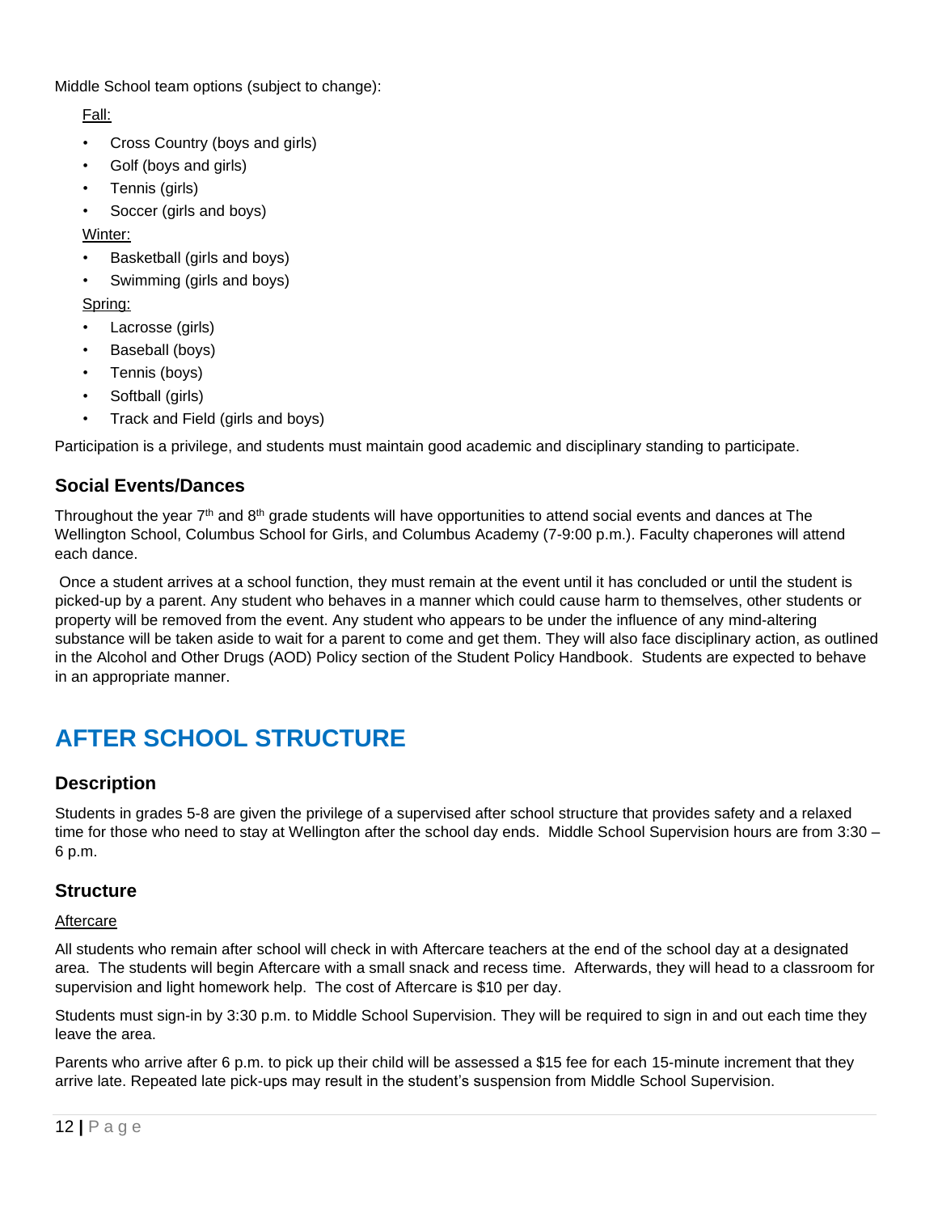Middle School team options (subject to change):

Fall:

- Cross Country (boys and girls)
- Golf (boys and girls)
- Tennis (girls)
- Soccer (girls and boys)

Winter:

- Basketball (girls and boys)
- Swimming (girls and boys)

Spring:

- Lacrosse (girls)
- Baseball (boys)
- Tennis (boys)
- Softball (girls)
- Track and Field (girls and boys)

Participation is a privilege, and students must maintain good academic and disciplinary standing to participate.

### Social Events/Dances

Throughout the year 7th and 8th grade students will have opportunities to attend social events and dances at The Wellington School, Columbus School for Girls, and Columbus Academy (7-9:00 p.m.). Faculty chaperones will attend each dance.

Once a student arrives at a school function, they must remain at the event until it has concluded or until the student is picked-up by a parent. Any student who behaves in a manner which could cause harm to themselves, other students or property will be removed from the event. Any student who appears to be under the influence of any mind-altering substance will be taken aside to wait for a parent to come and get them. They will also face disciplinary action, as outlined in the Alcohol and Other Drugs (AOD) Policy section of the Student Policy Handbook. Students are expected to behave in an appropriate manner.

## AFTER SCHOOL STRUCTURE

### Description

Students in grades 5-8 are given the privilege of a supervised after school structure that provides safety and a relaxed time for those who need to stay at Wellington after the school day ends. Middle School Supervision hours are from 3:30 – 6 p.m.

### Structure

Aftercare

All students who remain after school will check in with Aftercare teachers at the end of the school day at a designated area. The students will begin Aftercare with a small snack and recess time. Afterwards, they will head to a classroom for supervision and light homework help. The cost of Aftercare is $10 per day.

Students must sign-in by 3:30 p.m. to Middle School Supervision. They will be required to sign in and out each time they leave the area.

Parents who arrive after 6 p.m. to pick up their child will be assessed a $15 fee for each 15-minute increment that they arrive late. Repeated late pick-ups may result in the student's suspension from Middle School Supervision.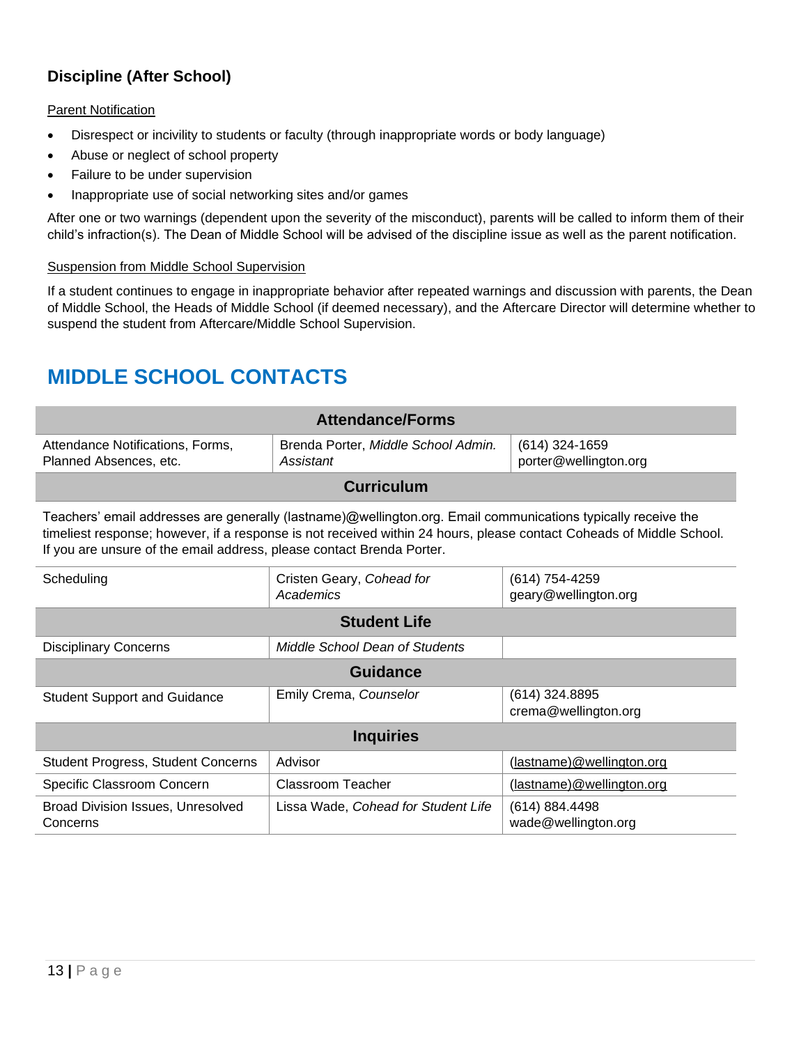### Discipline (After School)

Parent Notification

- Disrespect or incivility to students or faculty (through inappropriate words or body language)
- Abuse or neglect of school property
- Failure to be under supervision
- Inappropriate use of social networking sites and/or games

After one or two warnings (dependent upon the severity of the misconduct), parents will be called to inform them of their child's infraction(s). The Dean of Middle School will be advised of the discipline issue as well as the parent notification.

Suspension from Middle School Supervision

If a student continues to engage in inappropriate behavior after repeated warnings and discussion with parents, the Dean of Middle School, the Heads of Middle School (if deemed necessary), and the Aftercare Director will determine whether to suspend the student from Aftercare/Middle School Supervision.

## MIDDLE SCHOOL CONTACTS

| **Attendance/Forms** | | |
|---|---|---|
| Attendance Notifications, Forms, Planned Absences, etc. | Brenda Porter, *Middle School Admin. Assistant* | (614) 324-1659 porter@wellington.org |
| **Curriculum** | | |
| Teachers' email addresses are generally (lastname)@wellington.org. Email communications typically receive the timeliest response; however, if a response is not received within 24 hours, please contact Coheads of Middle School. If you are unsure of the email address, please contact Brenda Porter. | | |
| Scheduling | Cristen Geary, *Cohead for Academics* | (614) 754-4259 geary@wellington.org |
| **Student Life** | | |
| Disciplinary Concerns | *Middle School Dean of Students* | |
| **Guidance** | | |
| Student Support and Guidance | Emily Crema, *Counselor* | (614) 324.8895 crema@wellington.org |
| **Inquiries** | | |
| Student Progress, Student Concerns | Advisor | (lastname)@wellington.org |
| Specific Classroom Concern | Classroom Teacher | (lastname)@wellington.org |
| Broad Division Issues, Unresolved Concerns | Lissa Wade, *Cohead for Student Life* | (614) 884.4498 wade@wellington.org |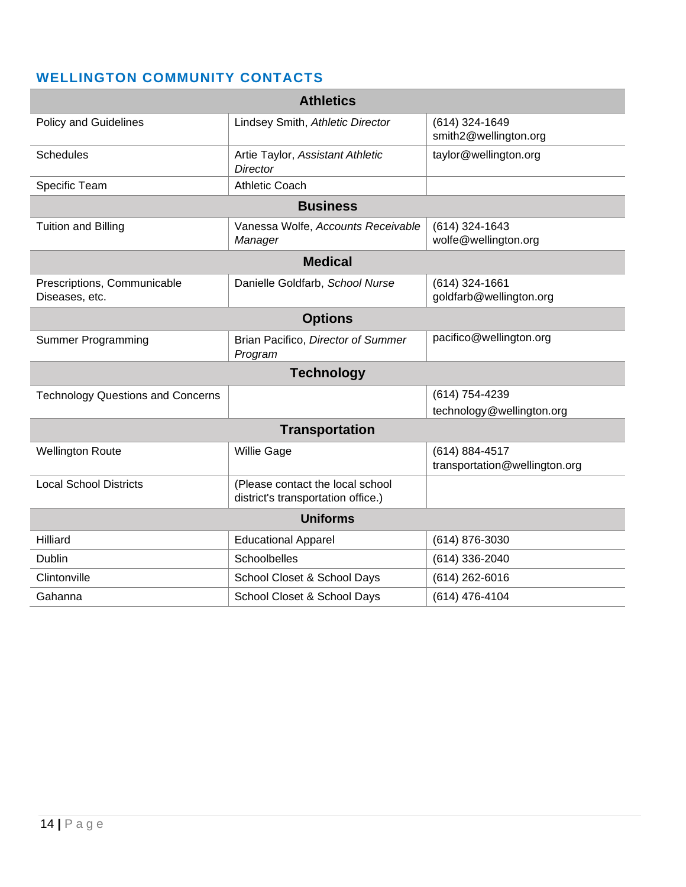## WELLINGTON COMMUNITY CONTACTS

| | | |
|---|---|---|
| **Athletics** | | |
| Policy and Guidelines | Lindsey Smith, *Athletic Director* | (614) 324-1649<br>smith2@wellington.org |
| Schedules | Artie Taylor, *Assistant Athletic Director* | taylor@wellington.org |
| Specific Team | Athletic Coach | |
| **Business** | | |
| Tuition and Billing | Vanessa Wolfe, *Accounts Receivable Manager* | (614) 324-1643<br>wolfe@wellington.org |
| **Medical** | | |
| Prescriptions, Communicable Diseases, etc. | Danielle Goldfarb, *School Nurse* | (614) 324-1661<br>goldfarb@wellington.org |
| **Options** | | |
| Summer Programming | Brian Pacifico, *Director of Summer Program* | pacifico@wellington.org |
| **Technology** | | |
| Technology Questions and Concerns | | (614) 754-4239<br>technology@wellington.org |
| **Transportation** | | |
| Wellington Route | Willie Gage | (614) 884-4517<br>transportation@wellington.org |
| Local School Districts | (Please contact the local school district's transportation office.) | |
| **Uniforms** | | |
| Hilliard | Educational Apparel | (614) 876-3030 |
| Dublin | Schoolbelles | (614) 336-2040 |
| Clintonville | School Closet & School Days | (614) 262-6016 |
| Gahanna | School Closet & School Days | (614) 476-4104 |